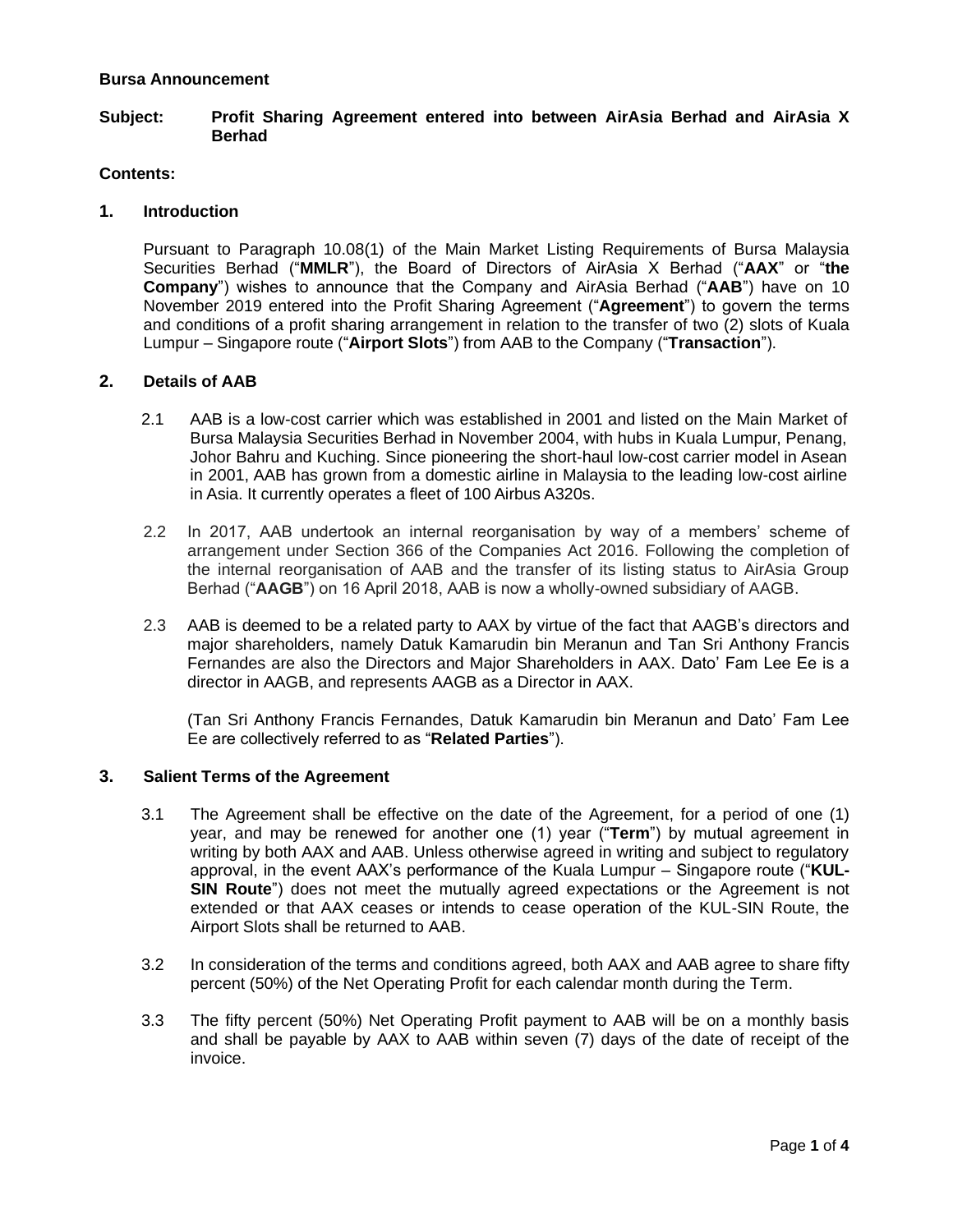**Bursa Announcement**

**Subject: Profit Sharing Agreement entered into between AirAsia Berhad and AirAsia X Berhad**

**Contents:**

## 1. Introduction

Pursuant to Paragraph 10.08(1) of the Main Market Listing Requirements of Bursa Malaysia Securities Berhad ("**MMLR**"), the Board of Directors of AirAsia X Berhad ("**AAX**" or "**the Company**") wishes to announce that the Company and AirAsia Berhad ("**AAB**") have on 10 November 2019 entered into the Profit Sharing Agreement ("**Agreement**") to govern the terms and conditions of a profit sharing arrangement in relation to the transfer of two (2) slots of Kuala Lumpur – Singapore route ("**Airport Slots**") from AAB to the Company ("**Transaction**").

## 2. Details of AAB

2.1 AAB is a low-cost carrier which was established in 2001 and listed on the Main Market of Bursa Malaysia Securities Berhad in November 2004, with hubs in Kuala Lumpur, Penang, Johor Bahru and Kuching. Since pioneering the short-haul low-cost carrier model in Asean in 2001, AAB has grown from a domestic airline in Malaysia to the leading low-cost airline in Asia. It currently operates a fleet of 100 Airbus A320s.

2.2 In 2017, AAB undertook an internal reorganisation by way of a members' scheme of arrangement under Section 366 of the Companies Act 2016. Following the completion of the internal reorganisation of AAB and the transfer of its listing status to AirAsia Group Berhad ("**AAGB**") on 16 April 2018, AAB is now a wholly-owned subsidiary of AAGB.

2.3 AAB is deemed to be a related party to AAX by virtue of the fact that AAGB's directors and major shareholders, namely Datuk Kamarudin bin Meranun and Tan Sri Anthony Francis Fernandes are also the Directors and Major Shareholders in AAX. Dato' Fam Lee Ee is a director in AAGB, and represents AAGB as a Director in AAX.

(Tan Sri Anthony Francis Fernandes, Datuk Kamarudin bin Meranun and Dato' Fam Lee Ee are collectively referred to as "**Related Parties**").

## 3. Salient Terms of the Agreement

3.1 The Agreement shall be effective on the date of the Agreement, for a period of one (1) year, and may be renewed for another one (1) year ("**Term**") by mutual agreement in writing by both AAX and AAB. Unless otherwise agreed in writing and subject to regulatory approval, in the event AAX's performance of the Kuala Lumpur – Singapore route ("**KUL-SIN Route**") does not meet the mutually agreed expectations or the Agreement is not extended or that AAX ceases or intends to cease operation of the KUL-SIN Route, the Airport Slots shall be returned to AAB.

3.2 In consideration of the terms and conditions agreed, both AAX and AAB agree to share fifty percent (50%) of the Net Operating Profit for each calendar month during the Term.

3.3 The fifty percent (50%) Net Operating Profit payment to AAB will be on a monthly basis and shall be payable by AAX to AAB within seven (7) days of the date of receipt of the invoice.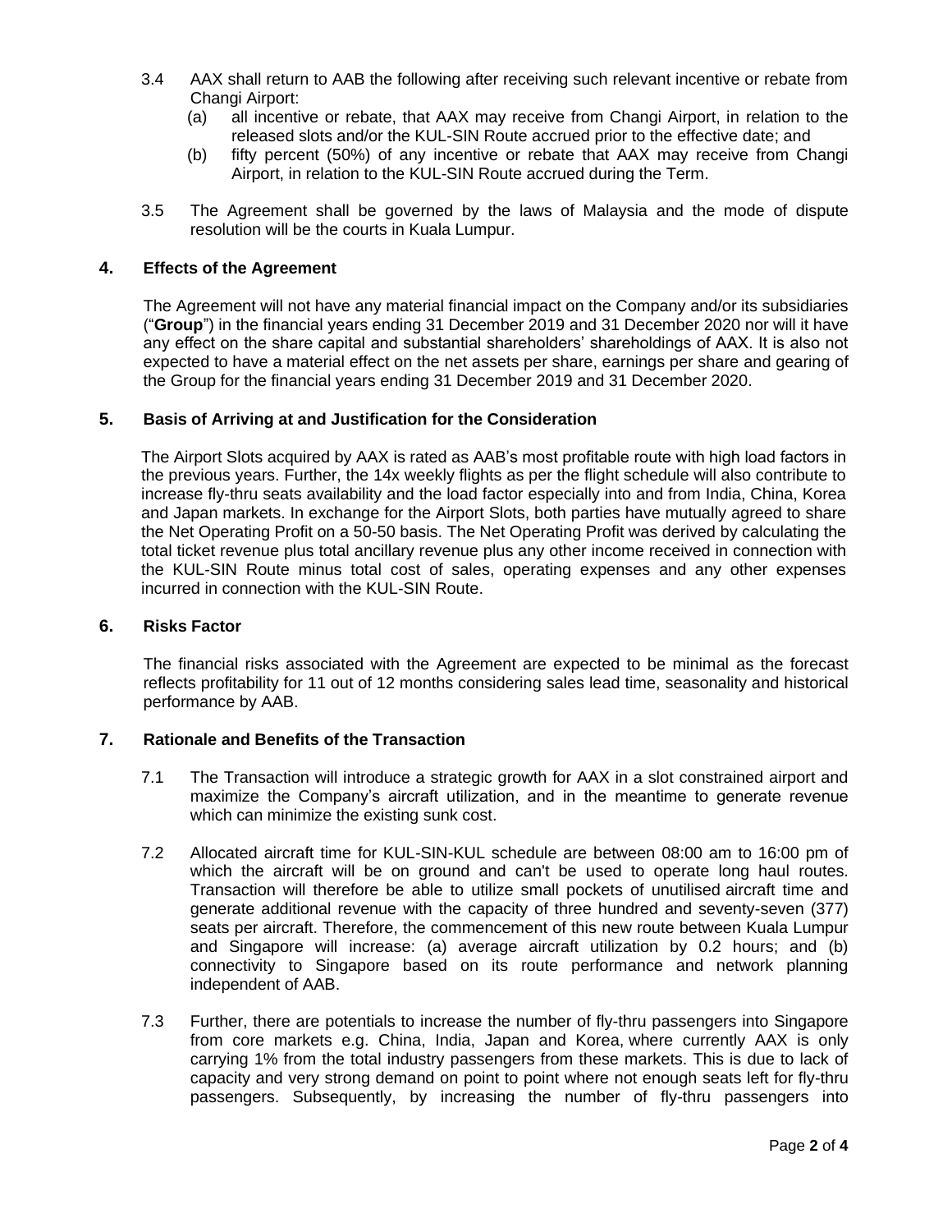3.4 AAX shall return to AAB the following after receiving such relevant incentive or rebate from Changi Airport:

   (a) all incentive or rebate, that AAX may receive from Changi Airport, in relation to the released slots and/or the KUL-SIN Route accrued prior to the effective date; and

   (b) fifty percent (50%) of any incentive or rebate that AAX may receive from Changi Airport, in relation to the KUL-SIN Route accrued during the Term.

3.5 The Agreement shall be governed by the laws of Malaysia and the mode of dispute resolution will be the courts in Kuala Lumpur.

## 4. Effects of the Agreement

The Agreement will not have any material financial impact on the Company and/or its subsidiaries ("**Group**") in the financial years ending 31 December 2019 and 31 December 2020 nor will it have any effect on the share capital and substantial shareholders' shareholdings of AAX. It is also not expected to have a material effect on the net assets per share, earnings per share and gearing of the Group for the financial years ending 31 December 2019 and 31 December 2020.

## 5. Basis of Arriving at and Justification for the Consideration

The Airport Slots acquired by AAX is rated as AAB's most profitable route with high load factors in the previous years. Further, the 14x weekly flights as per the flight schedule will also contribute to increase fly-thru seats availability and the load factor especially into and from India, China, Korea and Japan markets. In exchange for the Airport Slots, both parties have mutually agreed to share the Net Operating Profit on a 50-50 basis. The Net Operating Profit was derived by calculating the total ticket revenue plus total ancillary revenue plus any other income received in connection with the KUL-SIN Route minus total cost of sales, operating expenses and any other expenses incurred in connection with the KUL-SIN Route.

## 6. Risks Factor

The financial risks associated with the Agreement are expected to be minimal as the forecast reflects profitability for 11 out of 12 months considering sales lead time, seasonality and historical performance by AAB.

## 7. Rationale and Benefits of the Transaction

7.1 The Transaction will introduce a strategic growth for AAX in a slot constrained airport and maximize the Company's aircraft utilization, and in the meantime to generate revenue which can minimize the existing sunk cost.

7.2 Allocated aircraft time for KUL-SIN-KUL schedule are between 08:00 am to 16:00 pm of which the aircraft will be on ground and can't be used to operate long haul routes. Transaction will therefore be able to utilize small pockets of unutilised aircraft time and generate additional revenue with the capacity of three hundred and seventy-seven (377) seats per aircraft. Therefore, the commencement of this new route between Kuala Lumpur and Singapore will increase: (a) average aircraft utilization by 0.2 hours; and (b) connectivity to Singapore based on its route performance and network planning independent of AAB.

7.3 Further, there are potentials to increase the number of fly-thru passengers into Singapore from core markets e.g. China, India, Japan and Korea, where currently AAX is only carrying 1% from the total industry passengers from these markets. This is due to lack of capacity and very strong demand on point to point where not enough seats left for fly-thru passengers. Subsequently, by increasing the number of fly-thru passengers into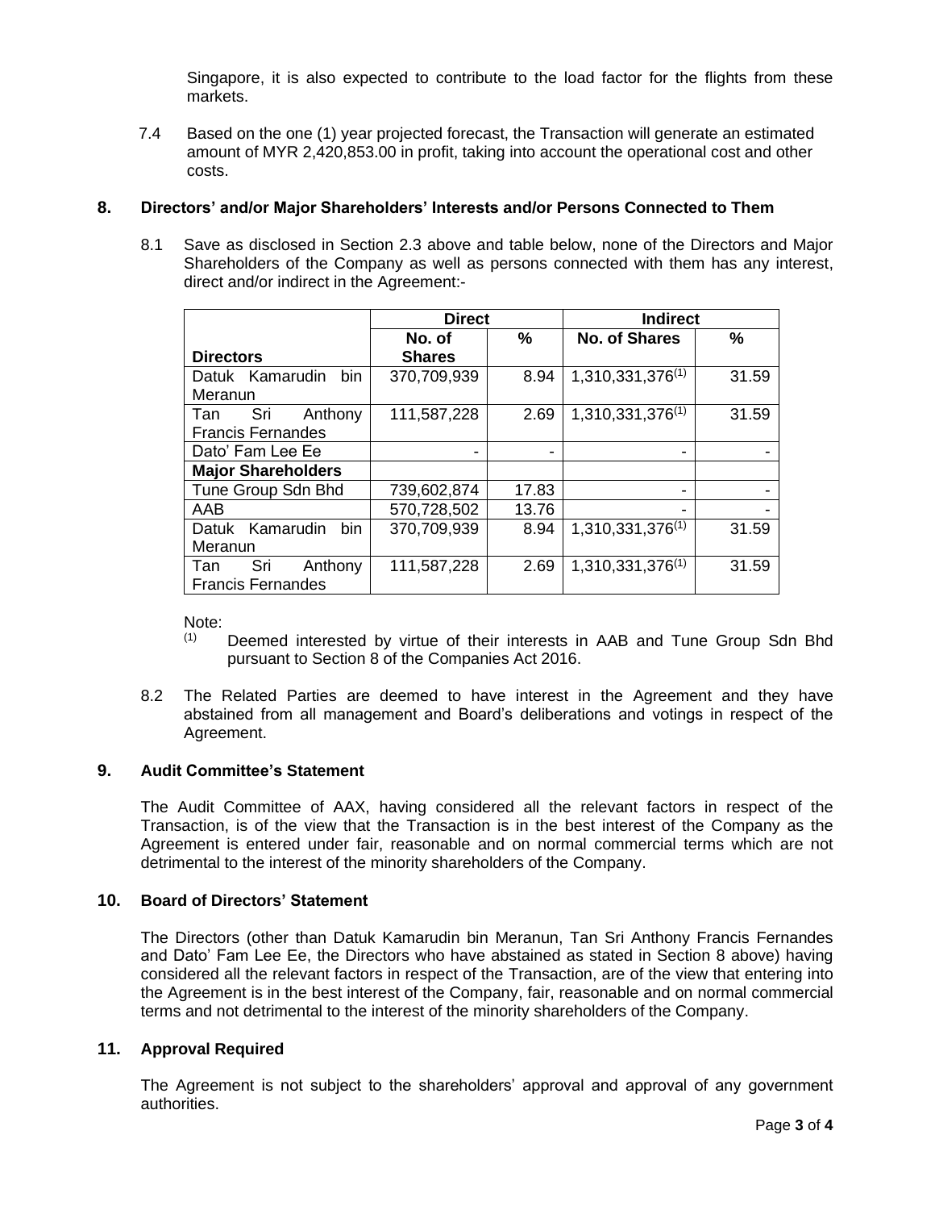Singapore, it is also expected to contribute to the load factor for the flights from these markets.

7.4 Based on the one (1) year projected forecast, the Transaction will generate an estimated amount of MYR 2,420,853.00 in profit, taking into account the operational cost and other costs.

## 8. Directors' and/or Major Shareholders' Interests and/or Persons Connected to Them

8.1 Save as disclosed in Section 2.3 above and table below, none of the Directors and Major Shareholders of the Company as well as persons connected with them has any interest, direct and/or indirect in the Agreement:-

| | Direct | | Indirect | |
|---|---|---|---|---|
| **Directors** | **No. of Shares** | **%** | **No. of Shares** | **%** |
| Datuk Kamarudin bin Meranun | 370,709,939 | 8.94 | 1,310,331,376[(1)] | 31.59 |
| Tan Sri Anthony Francis Fernandes | 111,587,228 | 2.69 | 1,310,331,376[(1)] | 31.59 |
| Dato' Fam Lee Ee | - | - | - | - |
| **Major Shareholders** | | | | |
| Tune Group Sdn Bhd | 739,602,874 | 17.83 | - | - |
| AAB | 570,728,502 | 13.76 | - | - |
| Datuk Kamarudin bin Meranun | 370,709,939 | 8.94 | 1,310,331,376[(1)] | 31.59 |
| Tan Sri Anthony Francis Fernandes | 111,587,228 | 2.69 | 1,310,331,376[(1)] | 31.59 |

Note:
[(1)] Deemed interested by virtue of their interests in AAB and Tune Group Sdn Bhd pursuant to Section 8 of the Companies Act 2016.

8.2 The Related Parties are deemed to have interest in the Agreement and they have abstained from all management and Board's deliberations and votings in respect of the Agreement.

## 9. Audit Committee's Statement

The Audit Committee of AAX, having considered all the relevant factors in respect of the Transaction, is of the view that the Transaction is in the best interest of the Company as the Agreement is entered under fair, reasonable and on normal commercial terms which are not detrimental to the interest of the minority shareholders of the Company.

## 10. Board of Directors' Statement

The Directors (other than Datuk Kamarudin bin Meranun, Tan Sri Anthony Francis Fernandes and Dato' Fam Lee Ee, the Directors who have abstained as stated in Section 8 above) having considered all the relevant factors in respect of the Transaction, are of the view that entering into the Agreement is in the best interest of the Company, fair, reasonable and on normal commercial terms and not detrimental to the interest of the minority shareholders of the Company.

## 11. Approval Required

The Agreement is not subject to the shareholders' approval and approval of any government authorities.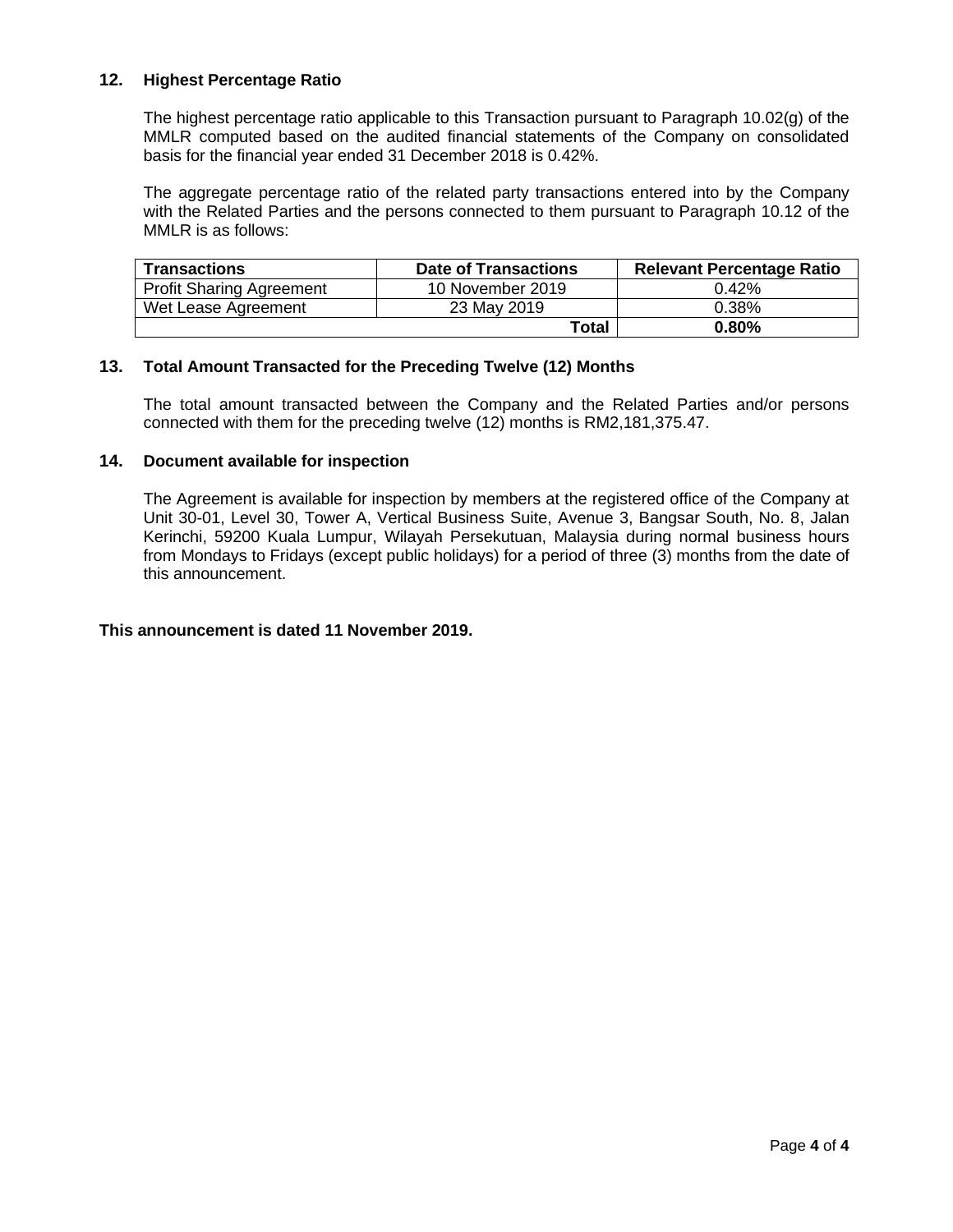## 12. Highest Percentage Ratio

The highest percentage ratio applicable to this Transaction pursuant to Paragraph 10.02(g) of the MMLR computed based on the audited financial statements of the Company on consolidated basis for the financial year ended 31 December 2018 is 0.42%.

The aggregate percentage ratio of the related party transactions entered into by the Company with the Related Parties and the persons connected to them pursuant to Paragraph 10.12 of the MMLR is as follows:

| Transactions | Date of Transactions | Relevant Percentage Ratio |
|---|---|---|
| Profit Sharing Agreement | 10 November 2019 | 0.42% |
| Wet Lease Agreement | 23 May 2019 | 0.38% |
| | **Total** | **0.80%** |

## 13. Total Amount Transacted for the Preceding Twelve (12) Months

The total amount transacted between the Company and the Related Parties and/or persons connected with them for the preceding twelve (12) months is RM2,181,375.47.

## 14. Document available for inspection

The Agreement is available for inspection by members at the registered office of the Company at Unit 30-01, Level 30, Tower A, Vertical Business Suite, Avenue 3, Bangsar South, No. 8, Jalan Kerinchi, 59200 Kuala Lumpur, Wilayah Persekutuan, Malaysia during normal business hours from Mondays to Fridays (except public holidays) for a period of three (3) months from the date of this announcement.

**This announcement is dated 11 November 2019.**